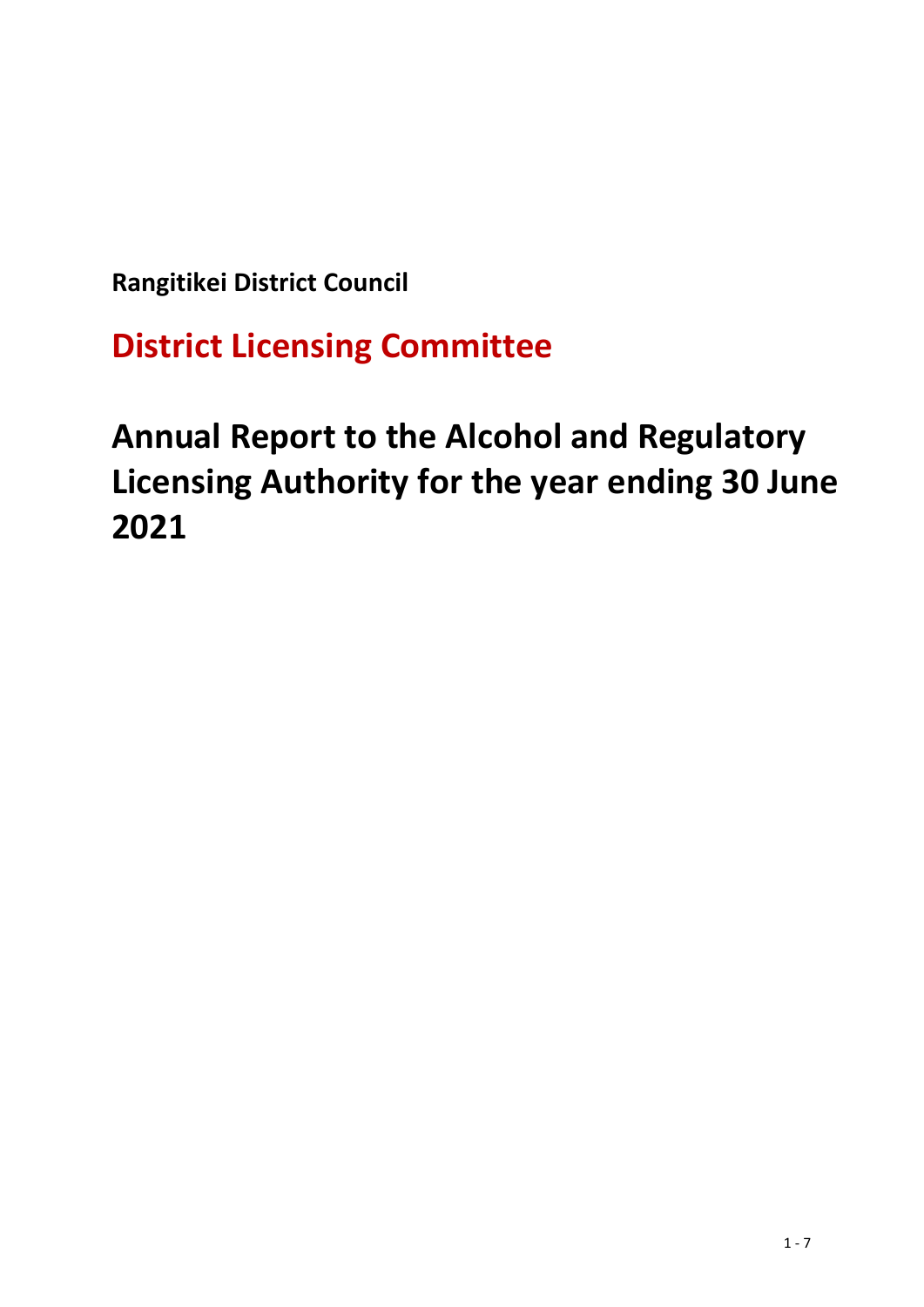**Rangitikei District Council**

## District Licensing Committee

# Annual Report to the Alcohol and Regulatory Licensing Authority for the year ending 30 June 2021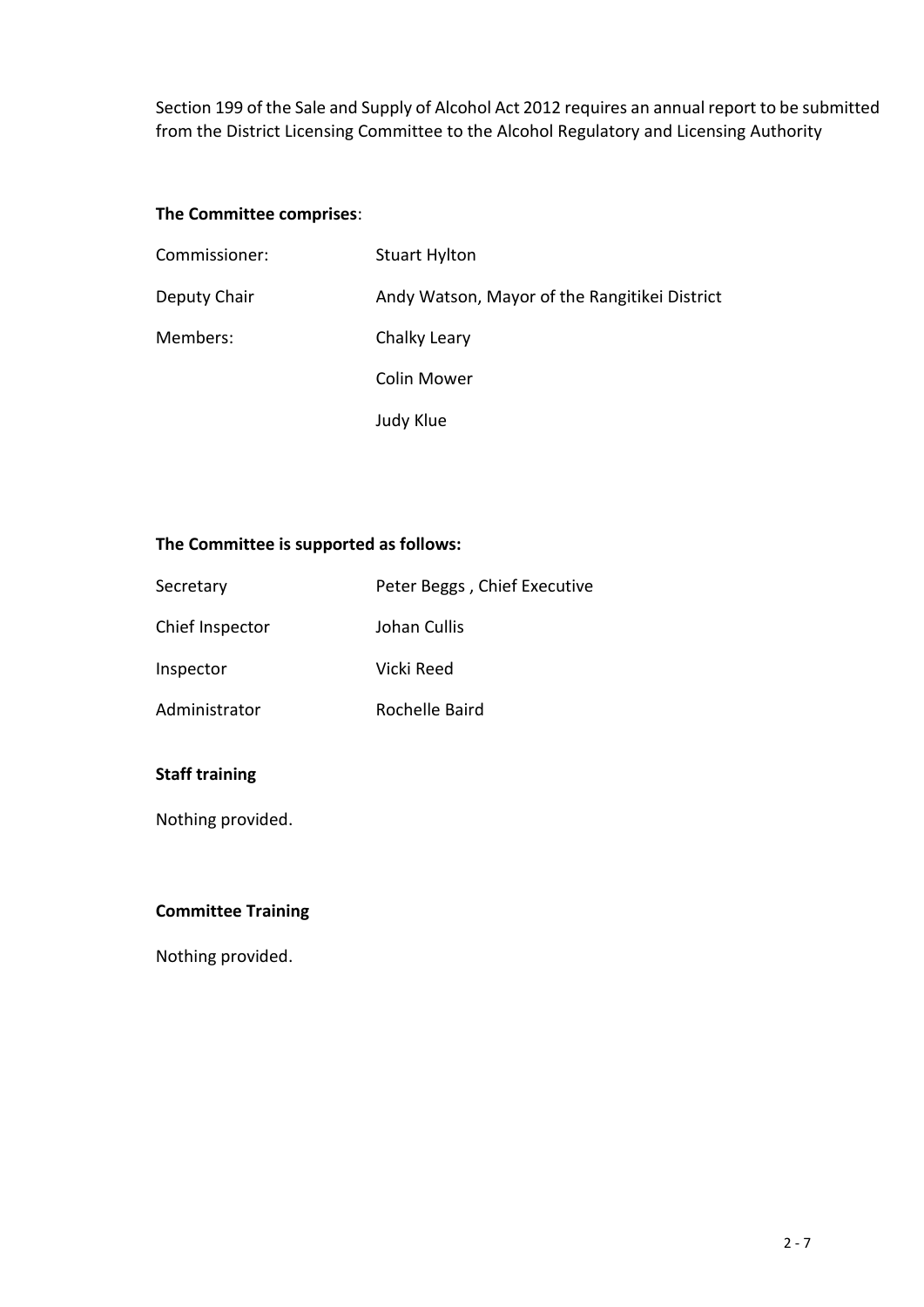Section 199 of the Sale and Supply of Alcohol Act 2012 requires an annual report to be submitted from the District Licensing Committee to the Alcohol Regulatory and Licensing Authority

**The Committee comprises**:

| | |
|---|---|
| Commissioner: | Stuart Hylton |
| Deputy Chair | Andy Watson, Mayor of the Rangitikei District |
| Members: | Chalky Leary |
| | Colin Mower |
| | Judy Klue |

**The Committee is supported as follows:**

| | |
|---|---|
| Secretary | Peter Beggs , Chief Executive |
| Chief Inspector | Johan Cullis |
| Inspector | Vicki Reed |
| Administrator | Rochelle Baird |

**Staff training**

Nothing provided.

**Committee Training**

Nothing provided.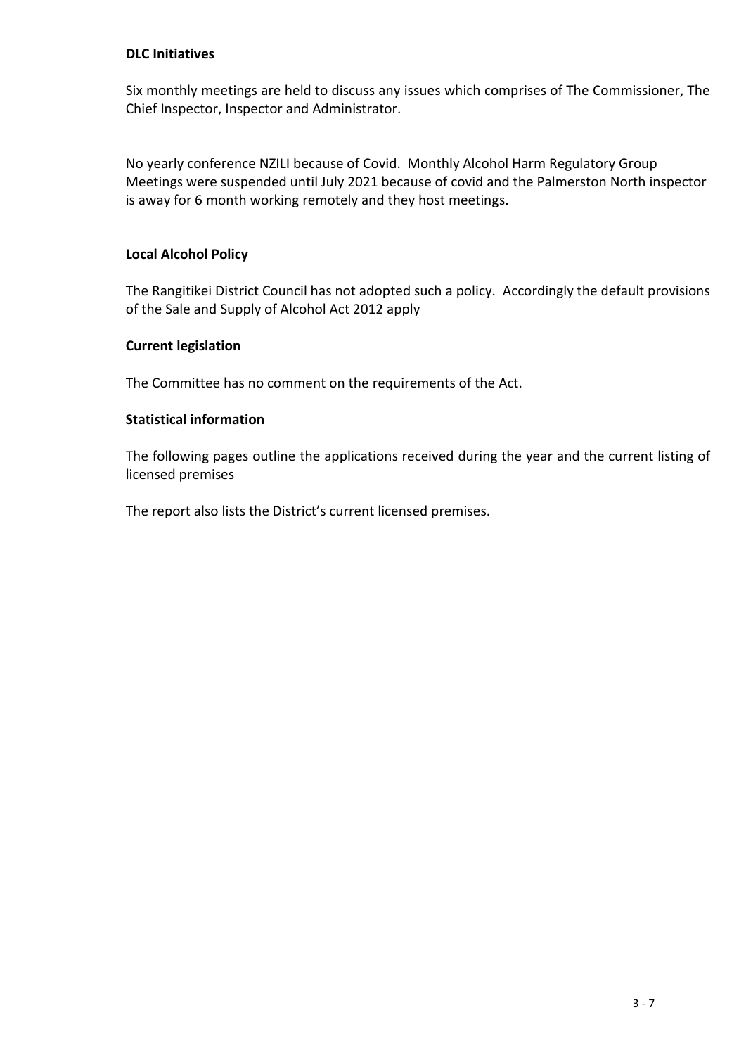**DLC Initiatives**

Six monthly meetings are held to discuss any issues which comprises of The Commissioner, The Chief Inspector, Inspector and Administrator.

No yearly conference NZILI because of Covid. Monthly Alcohol Harm Regulatory Group Meetings were suspended until July 2021 because of covid and the Palmerston North inspector is away for 6 month working remotely and they host meetings.

**Local Alcohol Policy**

The Rangitikei District Council has not adopted such a policy. Accordingly the default provisions of the Sale and Supply of Alcohol Act 2012 apply

**Current legislation**

The Committee has no comment on the requirements of the Act.

**Statistical information**

The following pages outline the applications received during the year and the current listing of licensed premises

The report also lists the District's current licensed premises.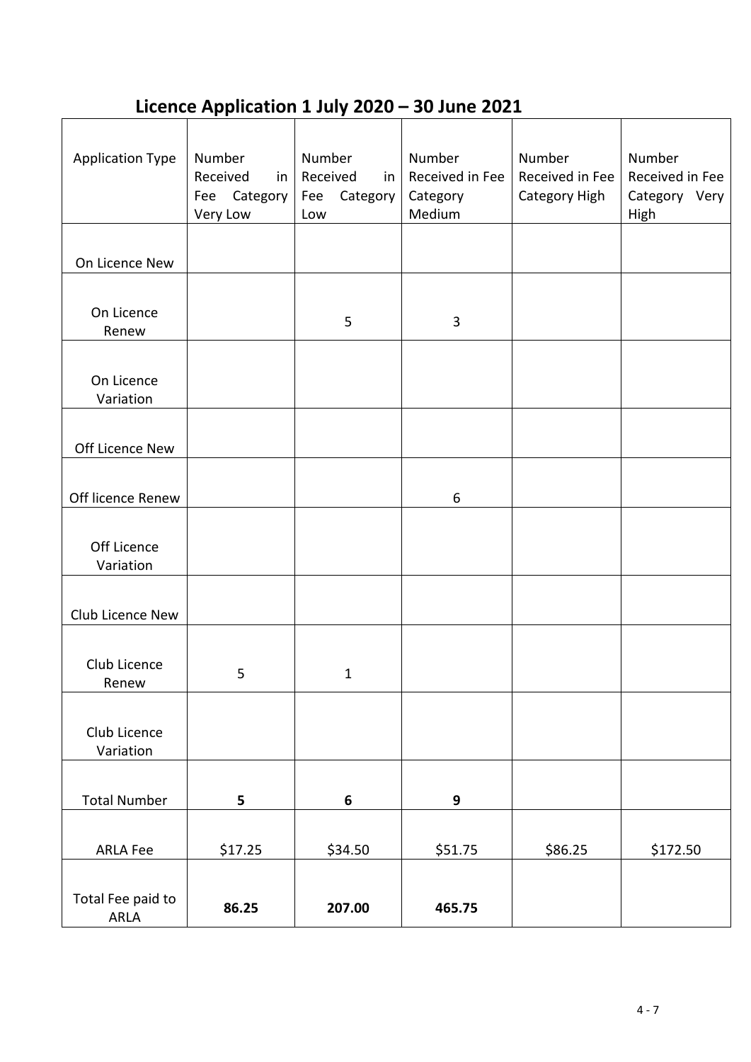## Licence Application 1 July 2020 – 30 June 2021

| Application Type | Number Received in Fee Category Very Low | Number Received in Fee Category Low | Number Received in Fee Category Medium | Number Received in Fee Category High | Number Received in Fee Category Very High |
|---|---|---|---|---|---|
| On Licence New | | | | | |
| On Licence Renew | | 5 | 3 | | |
| On Licence Variation | | | | | |
| Off Licence New | | | | | |
| Off licence Renew | | | 6 | | |
| Off Licence Variation | | | | | |
| Club Licence New | | | | | |
| Club Licence Renew | 5 | 1 | | | |
| Club Licence Variation | | | | | |
| Total Number | **5** | **6** | **9** | | |
| ARLA Fee | $17.25 | $34.50 | $51.75 | $86.25 | $172.50 |
| Total Fee paid to ARLA | **86.25** | **207.00** | **465.75** | | |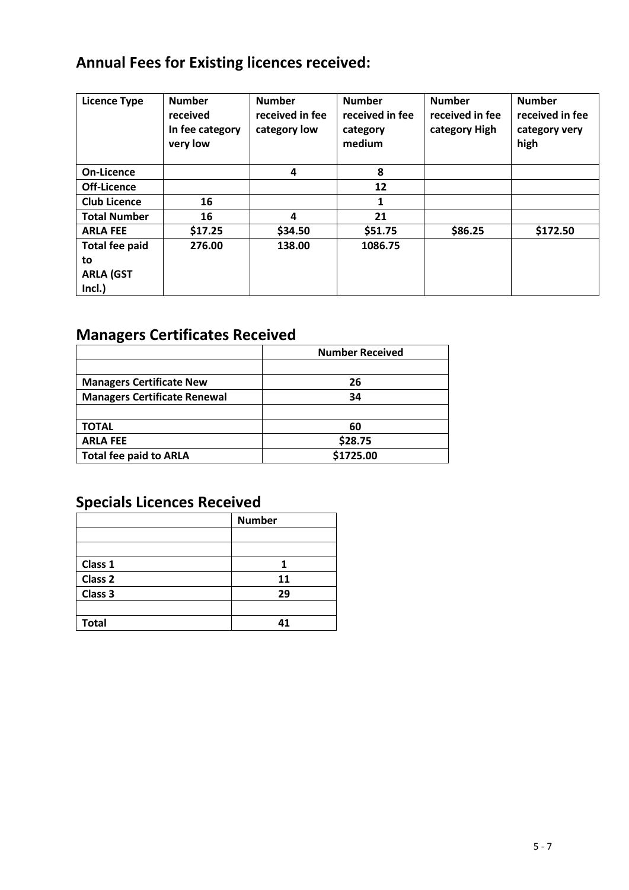## Annual Fees for Existing licences received:

| Licence Type | Number received In fee category very low | Number received in fee category low | Number received in fee category medium | Number received in fee category High | Number received in fee category very high |
|---|---|---|---|---|---|
| **On-Licence** | | **4** | **8** | | |
| **Off-Licence** | | | **12** | | |
| **Club Licence** | **16** | | **1** | | |
| **Total Number** | **16** | **4** | **21** | | |
| **ARLA FEE** | **$17.25** | **$34.50** | **$51.75** | **$86.25** | **$172.50** |
| **Total fee paid to ARLA (GST Incl.)** | **276.00** | **138.00** | **1086.75** | | |

## Managers Certificates Received

| | Number Received |
|---|---|
| | |
| **Managers Certificate New** | **26** |
| **Managers Certificate Renewal** | **34** |
| | |
| **TOTAL** | **60** |
| **ARLA FEE** | **$28.75** |
| **Total fee paid to ARLA** | **$1725.00** |

## Specials Licences Received

| | Number |
|---|---|
| | |
| | |
| **Class 1** | **1** |
| **Class 2** | **11** |
| **Class 3** | **29** |
| | |
| **Total** | **41** |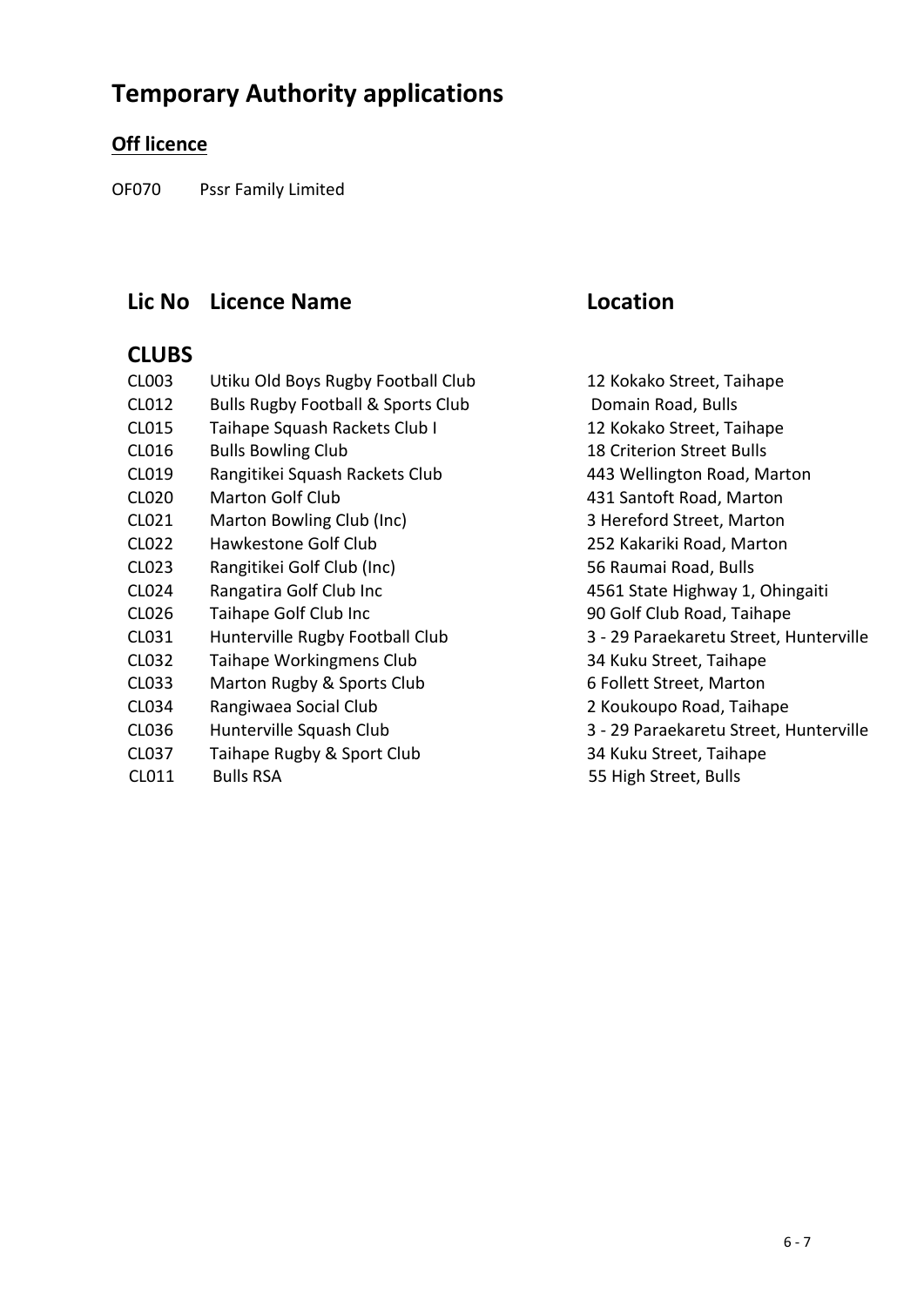# Temporary Authority applications

## Off licence

OF070 Pssr Family Limited

| Lic No | Licence Name | Location |
|---|---|---|
| **CLUBS** | | |
| CL003 | Utiku Old Boys Rugby Football Club | 12 Kokako Street, Taihape |
| CL012 | Bulls Rugby Football & Sports Club | Domain Road, Bulls |
| CL015 | Taihape Squash Rackets Club I | 12 Kokako Street, Taihape |
| CL016 | Bulls Bowling Club | 18 Criterion Street Bulls |
| CL019 | Rangitikei Squash Rackets Club | 443 Wellington Road, Marton |
| CL020 | Marton Golf Club | 431 Santoft Road, Marton |
| CL021 | Marton Bowling Club (Inc) | 3 Hereford Street, Marton |
| CL022 | Hawkestone Golf Club | 252 Kakariki Road, Marton |
| CL023 | Rangitikei Golf Club (Inc) | 56 Raumai Road, Bulls |
| CL024 | Rangatira Golf Club Inc | 4561 State Highway 1, Ohingaiti |
| CL026 | Taihape Golf Club Inc | 90 Golf Club Road, Taihape |
| CL031 | Hunterville Rugby Football Club | 3 - 29 Paraekaretu Street, Hunterville |
| CL032 | Taihape Workingmens Club | 34 Kuku Street, Taihape |
| CL033 | Marton Rugby & Sports Club | 6 Follett Street, Marton |
| CL034 | Rangiwaea Social Club | 2 Koukoupo Road, Taihape |
| CL036 | Hunterville Squash Club | 3 - 29 Paraekaretu Street, Hunterville |
| CL037 | Taihape Rugby & Sport Club | 34 Kuku Street, Taihape |
| CL011 | Bulls RSA | 55 High Street, Bulls |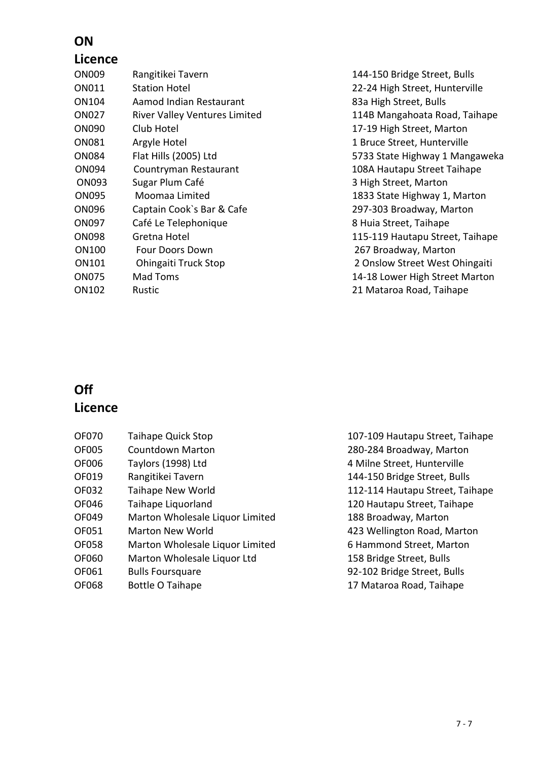## ON Licence

| | | |
|---|---|---|
| ON009 | Rangitikei Tavern | 144-150 Bridge Street, Bulls |
| ON011 | Station Hotel | 22-24 High Street, Hunterville |
| ON104 | Aamod Indian Restaurant | 83a High Street, Bulls |
| ON027 | River Valley Ventures Limited | 114B Mangahoata Road, Taihape |
| ON090 | Club Hotel | 17-19 High Street, Marton |
| ON081 | Argyle Hotel | 1 Bruce Street, Hunterville |
| ON084 | Flat Hills (2005) Ltd | 5733 State Highway 1 Mangaweka |
| ON094 | Countryman Restaurant | 108A Hautapu Street Taihape |
| ON093 | Sugar Plum Café | 3 High Street, Marton |
| ON095 | Moomaa Limited | 1833 State Highway 1, Marton |
| ON096 | Captain Cook`s Bar & Cafe | 297-303 Broadway, Marton |
| ON097 | Café Le Telephonique | 8 Huia Street, Taihape |
| ON098 | Gretna Hotel | 115-119 Hautapu Street, Taihape |
| ON100 | Four Doors Down | 267 Broadway, Marton |
| ON101 | Ohingaiti Truck Stop | 2 Onslow Street West Ohingaiti |
| ON075 | Mad Toms | 14-18 Lower High Street Marton |
| ON102 | Rustic | 21 Mataroa Road, Taihape |

## Off Licence

| | | |
|---|---|---|
| OF070 | Taihape Quick Stop | 107-109 Hautapu Street, Taihape |
| OF005 | Countdown Marton | 280-284 Broadway, Marton |
| OF006 | Taylors (1998) Ltd | 4 Milne Street, Hunterville |
| OF019 | Rangitikei Tavern | 144-150 Bridge Street, Bulls |
| OF032 | Taihape New World | 112-114 Hautapu Street, Taihape |
| OF046 | Taihape Liquorland | 120 Hautapu Street, Taihape |
| OF049 | Marton Wholesale Liquor Limited | 188 Broadway, Marton |
| OF051 | Marton New World | 423 Wellington Road, Marton |
| OF058 | Marton Wholesale Liquor Limited | 6 Hammond Street, Marton |
| OF060 | Marton Wholesale Liquor Ltd | 158 Bridge Street, Bulls |
| OF061 | Bulls Foursquare | 92-102 Bridge Street, Bulls |
| OF068 | Bottle O Taihape | 17 Mataroa Road, Taihape |